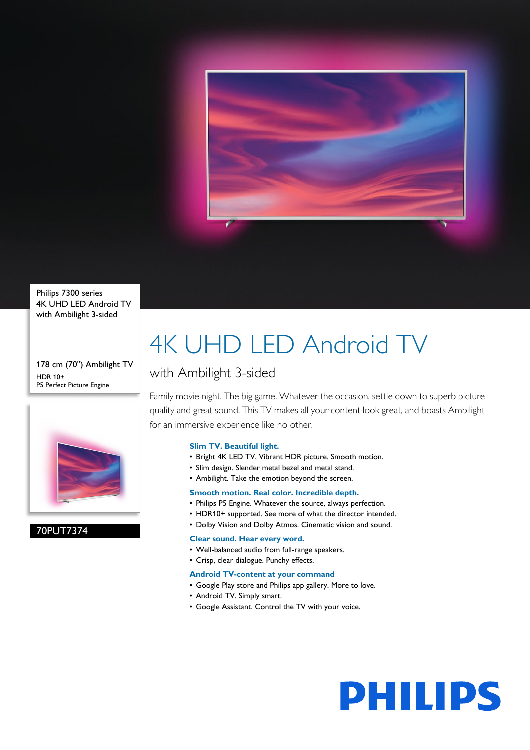Philips 7300 series
4K UHD LED Android TV
with Ambilight 3-sided

178 cm (70") Ambilight TV
HDR 10+
P5 Perfect Picture Engine

70PUT7374

# 4K UHD LED Android TV

## with Ambilight 3-sided

Family movie night. The big game. Whatever the occasion, settle down to superb picture quality and great sound. This TV makes all your content look great, and boasts Ambilight for an immersive experience like no other.

### Slim TV. Beautiful light.

- Bright 4K LED TV. Vibrant HDR picture. Smooth motion.
- Slim design. Slender metal bezel and metal stand.
- Ambilight. Take the emotion beyond the screen.

### Smooth motion. Real color. Incredible depth.

- Philips P5 Engine. Whatever the source, always perfection.
- HDR10+ supported. See more of what the director intended.
- Dolby Vision and Dolby Atmos. Cinematic vision and sound.

### Clear sound. Hear every word.

- Well-balanced audio from full-range speakers.
- Crisp, clear dialogue. Punchy effects.

### Android TV-content at your command

- Google Play store and Philips app gallery. More to love.
- Android TV. Simply smart.
- Google Assistant. Control the TV with your voice.

PHILIPS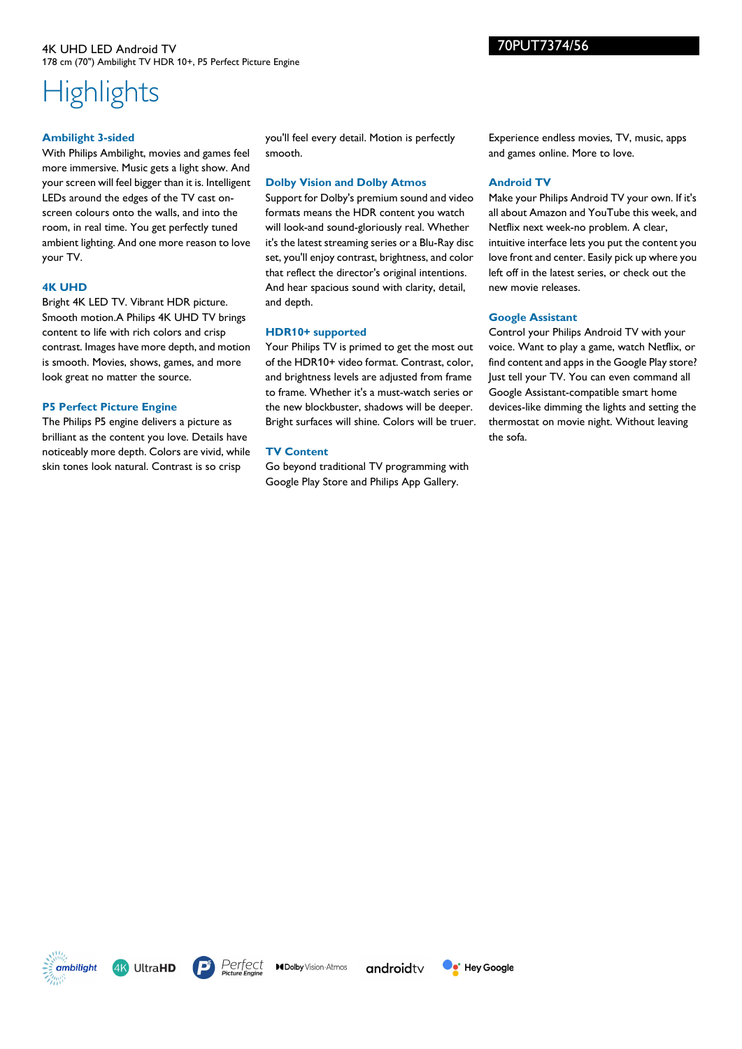# Highlights

### Ambilight 3-sided

With Philips Ambilight, movies and games feel more immersive. Music gets a light show. And your screen will feel bigger than it is. Intelligent LEDs around the edges of the TV cast on-screen colours onto the walls, and into the room, in real time. You get perfectly tuned ambient lighting. And one more reason to love your TV.

### 4K UHD

Bright 4K LED TV. Vibrant HDR picture. Smooth motion.A Philips 4K UHD TV brings content to life with rich colors and crisp contrast. Images have more depth, and motion is smooth. Movies, shows, games, and more look great no matter the source.

### P5 Perfect Picture Engine

The Philips P5 engine delivers a picture as brilliant as the content you love. Details have noticeably more depth. Colors are vivid, while skin tones look natural. Contrast is so crisp you'll feel every detail. Motion is perfectly smooth.

### Dolby Vision and Dolby Atmos

Support for Dolby's premium sound and video formats means the HDR content you watch will look-and sound-gloriously real. Whether it's the latest streaming series or a Blu-Ray disc set, you'll enjoy contrast, brightness, and color that reflect the director's original intentions. And hear spacious sound with clarity, detail, and depth.

### HDR10+ supported

Your Philips TV is primed to get the most out of the HDR10+ video format. Contrast, color, and brightness levels are adjusted from frame to frame. Whether it's a must-watch series or the new blockbuster, shadows will be deeper. Bright surfaces will shine. Colors will be truer.

### TV Content

Go beyond traditional TV programming with Google Play Store and Philips App Gallery. Experience endless movies, TV, music, apps and games online. More to love.

### Android TV

Make your Philips Android TV your own. If it's all about Amazon and YouTube this week, and Netflix next week-no problem. A clear, intuitive interface lets you put the content you love front and center. Easily pick up where you left off in the latest series, or check out the new movie releases.

### Google Assistant

Control your Philips Android TV with your voice. Want to play a game, watch Netflix, or find content and apps in the Google Play store? Just tell your TV. You can even command all Google Assistant-compatible smart home devices-like dimming the lights and setting the thermostat on movie night. Without leaving the sofa.

ambilight | 4K UltraHD | P5 Perfect Picture Engine | Dolby Vision·Atmos | androidtv | Hey Google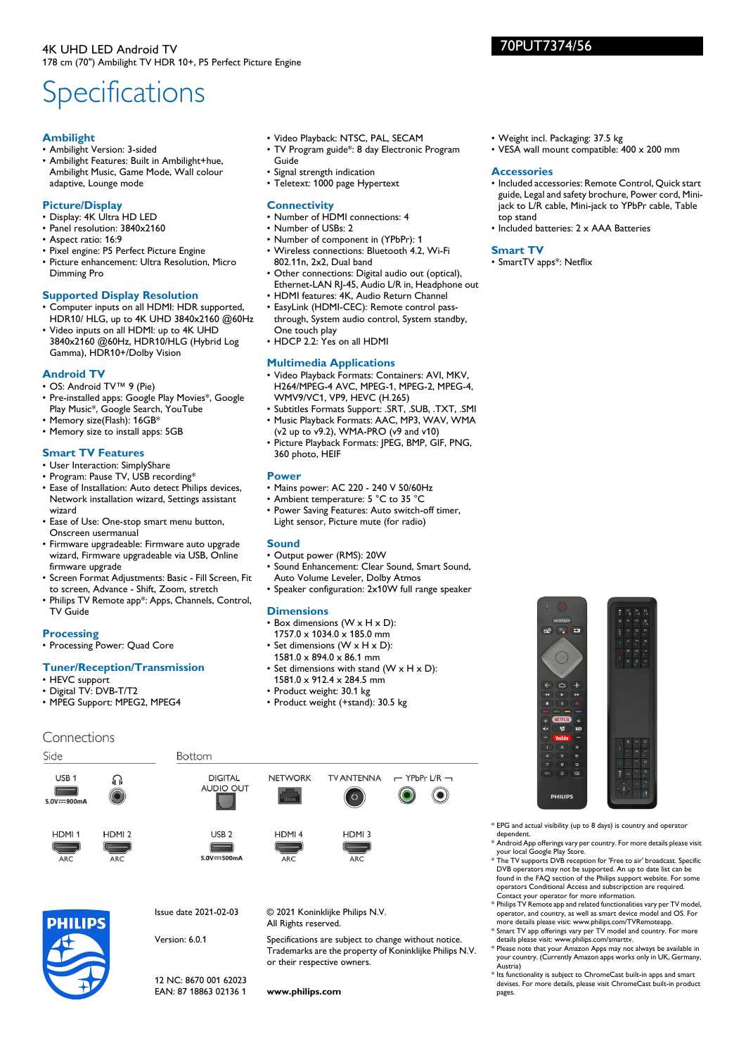4K UHD LED Android TV

178 cm (70") Ambilight TV HDR 10+, P5 Perfect Picture Engine

70PUT7374/56

# Specifications

### Ambilight
- Ambilight Version: 3-sided
- Ambilight Features: Built in Ambilight+hue, Ambilight Music, Game Mode, Wall colour adaptive, Lounge mode

### Picture/Display
- Display: 4K Ultra HD LED
- Panel resolution: 3840x2160
- Aspect ratio: 16:9
- Pixel engine: P5 Perfect Picture Engine
- Picture enhancement: Ultra Resolution, Micro Dimming Pro

### Supported Display Resolution
- Computer inputs on all HDMI: HDR supported, HDR10/ HLG, up to 4K UHD 3840x2160 @60Hz
- Video inputs on all HDMI: up to 4K UHD 3840x2160 @60Hz, HDR10/HLG (Hybrid Log Gamma), HDR10+/Dolby Vision

### Android TV
- OS: Android TV™ 9 (Pie)
- Pre-installed apps: Google Play Movies*, Google Play Music*, Google Search, YouTube
- Memory size(Flash): 16GB*
- Memory size to install apps: 5GB

### Smart TV Features
- User Interaction: SimplyShare
- Program: Pause TV, USB recording*
- Ease of Installation: Auto detect Philips devices, Network installation wizard, Settings assistant wizard
- Ease of Use: One-stop smart menu button, Onscreen usermanual
- Firmware upgradeable: Firmware auto upgrade wizard, Firmware upgradeable via USB, Online firmware upgrade
- Screen Format Adjustments: Basic - Fill Screen, Fit to screen, Advance - Shift, Zoom, stretch
- Philips TV Remote app*: Apps, Channels, Control, TV Guide

### Processing
- Processing Power: Quad Core

### Tuner/Reception/Transmission
- HEVC support
- Digital TV: DVB-T/T2
- MPEG Support: MPEG2, MPEG4
- Video Playback: NTSC, PAL, SECAM
- TV Program guide*: 8 day Electronic Program Guide
- Signal strength indication
- Teletext: 1000 page Hypertext

### Connectivity
- Number of HDMI connections: 4
- Number of USBs: 2
- Number of component in (YPbPr): 1
- Wireless connections: Bluetooth 4.2, Wi-Fi 802.11n, 2x2, Dual band
- Other connections: Digital audio out (optical), Ethernet-LAN RJ-45, Audio L/R in, Headphone out
- HDMI features: 4K, Audio Return Channel
- EasyLink (HDMI-CEC): Remote control pass-through, System audio control, System standby, One touch play
- HDCP 2.2: Yes on all HDMI

### Multimedia Applications
- Video Playback Formats: Containers: AVI, MKV, H264/MPEG-4 AVC, MPEG-1, MPEG-2, MPEG-4, WMV9/VC1, VP9, HEVC (H.265)
- Subtitles Formats Support: .SRT, .SUB, .TXT, .SMI
- Music Playback Formats: AAC, MP3, WAV, WMA (v2 up to v9.2), WMA-PRO (v9 and v10)
- Picture Playback Formats: JPEG, BMP, GIF, PNG, 360 photo, HEIF

### Power
- Mains power: AC 220 - 240 V 50/60Hz
- Ambient temperature: 5 °C to 35 °C
- Power Saving Features: Auto switch-off timer, Light sensor, Picture mute (for radio)

### Sound
- Output power (RMS): 20W
- Sound Enhancement: Clear Sound, Smart Sound, Auto Volume Leveler, Dolby Atmos
- Speaker configuration: 2x10W full range speaker

### Dimensions
- Box dimensions (W x H x D): 1757.0 x 1034.0 x 185.0 mm
- Set dimensions (W x H x D): 1581.0 x 894.0 x 86.1 mm
- Set dimensions with stand (W x H x D): 1581.0 x 912.4 x 284.5 mm
- Product weight: 30.1 kg
- Product weight (+stand): 30.5 kg
- Weight incl. Packaging: 37.5 kg
- VESA wall mount compatible: 400 x 200 mm

### Accessories
- Included accessories: Remote Control, Quick start guide, Legal and safety brochure, Power cord, Mini-jack to L/R cable, Mini-jack to YPbPr cable, Table top stand
- Included batteries: 2 x AAA Batteries

### Smart TV
- SmartTV apps*: Netflix

## Connections

Side

USB 1 5.0V⎓900mA

HDMI 1 ARC

HDMI 2 ARC

Bottom

DIGITAL AUDIO OUT

NETWORK

TV ANTENNA

YPbPr L/R

USB 2 5.0V⎓500mA

HDMI 4 ARC

HDMI 3 ARC

* EPG and actual visibility (up to 8 days) is country and operator dependent.
* Android App offerings vary per country. For more details please visit your local Google Play Store.
* The TV supports DVB reception for 'Free to air' broadcast. Specific DVB operators may not be supported. An up to date list can be found in the FAQ section of the Philips support website. For some operators Conditional Access and subscription are required. Contact your operator for more information.
* Philips TV Remote app and related functionalities vary per TV model, operator, and country, as well as smart device model and OS. For more details please visit: www.philips.com/TVRemoteapp.
* Smart TV app offerings vary per TV model and country. For more details please visit: www.philips.com/smarttv.
* Please note that your Amazon Apps may not always be available in your country. (Currently Amazon apps works only in UK, Germany, Austria)
* Its functionality is subject to ChromeCast built-in apps and smart devises. For more details, please visit ChromeCast built-in product pages.

Issue date 2021-02-03

Version: 6.0.1

12 NC: 8670 001 62023
EAN: 87 18863 02136 1

© 2021 Koninklijke Philips N.V.
All Rights reserved.

Specifications are subject to change without notice. Trademarks are the property of Koninklijke Philips N.V. or their respective owners.

**www.philips.com**